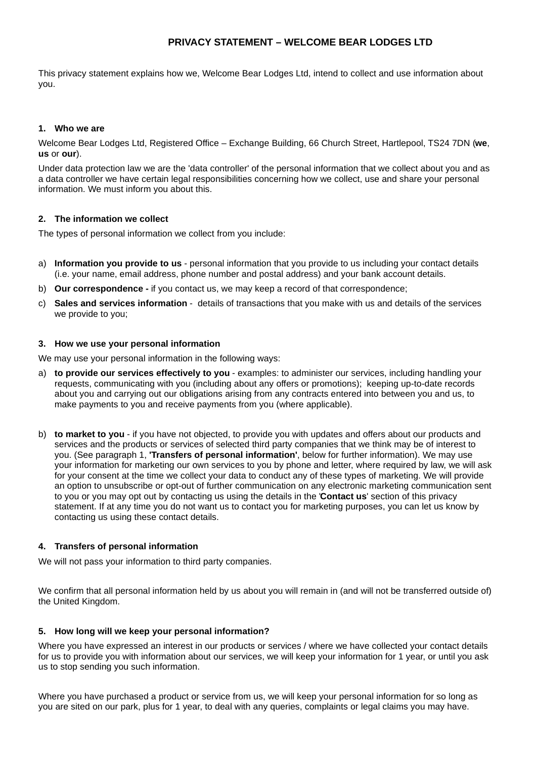# PRIVACY STATEMENT – WELCOME BEAR LODGES LTD

This privacy statement explains how we, Welcome Bear Lodges Ltd, intend to collect and use information about you.

## 1. Who we are

Welcome Bear Lodges Ltd, Registered Office – Exchange Building, 66 Church Street, Hartlepool, TS24 7DN (**we**, **us** or **our**).

Under data protection law we are the 'data controller' of the personal information that we collect about you and as a data controller we have certain legal responsibilities concerning how we collect, use and share your personal information. We must inform you about this.

## 2. The information we collect

The types of personal information we collect from you include:

a) **Information you provide to us** - personal information that you provide to us including your contact details (i.e. your name, email address, phone number and postal address) and your bank account details.

b) **Our correspondence -** if you contact us, we may keep a record of that correspondence;

c) **Sales and services information** - details of transactions that you make with us and details of the services we provide to you;

## 3. How we use your personal information

We may use your personal information in the following ways:

a) **to provide our services effectively to you** - examples: to administer our services, including handling your requests, communicating with you (including about any offers or promotions); keeping up-to-date records about you and carrying out our obligations arising from any contracts entered into between you and us, to make payments to you and receive payments from you (where applicable).

b) **to market to you** - if you have not objected, to provide you with updates and offers about our products and services and the products or services of selected third party companies that we think may be of interest to you. (See paragraph 1, **'Transfers of personal information'**, below for further information). We may use your information for marketing our own services to you by phone and letter, where required by law, we will ask for your consent at the time we collect your data to conduct any of these types of marketing. We will provide an option to unsubscribe or opt-out of further communication on any electronic marketing communication sent to you or you may opt out by contacting us using the details in the '**Contact us**' section of this privacy statement. If at any time you do not want us to contact you for marketing purposes, you can let us know by contacting us using these contact details.

## 4. Transfers of personal information

We will not pass your information to third party companies.

We confirm that all personal information held by us about you will remain in (and will not be transferred outside of) the United Kingdom.

## 5. How long will we keep your personal information?

Where you have expressed an interest in our products or services / where we have collected your contact details for us to provide you with information about our services, we will keep your information for 1 year, or until you ask us to stop sending you such information.

Where you have purchased a product or service from us, we will keep your personal information for so long as you are sited on our park, plus for 1 year, to deal with any queries, complaints or legal claims you may have.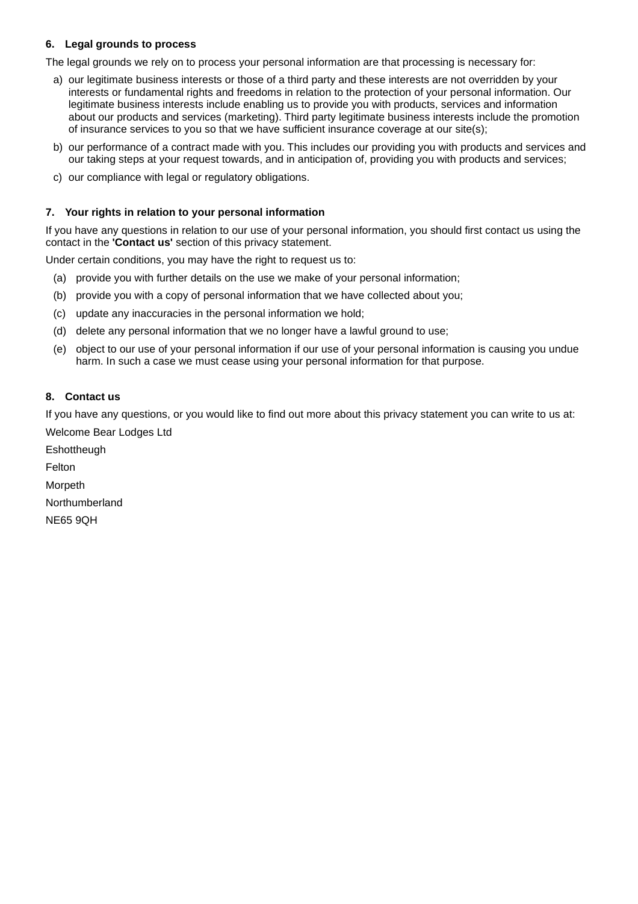## 6. Legal grounds to process

The legal grounds we rely on to process your personal information are that processing is necessary for:

a) our legitimate business interests or those of a third party and these interests are not overridden by your interests or fundamental rights and freedoms in relation to the protection of your personal information. Our legitimate business interests include enabling us to provide you with products, services and information about our products and services (marketing). Third party legitimate business interests include the promotion of insurance services to you so that we have sufficient insurance coverage at our site(s);

b) our performance of a contract made with you. This includes our providing you with products and services and our taking steps at your request towards, and in anticipation of, providing you with products and services;

c) our compliance with legal or regulatory obligations.

## 7. Your rights in relation to your personal information

If you have any questions in relation to our use of your personal information, you should first contact us using the contact in the **'Contact us'** section of this privacy statement.

Under certain conditions, you may have the right to request us to:

(a) provide you with further details on the use we make of your personal information;

(b) provide you with a copy of personal information that we have collected about you;

(c) update any inaccuracies in the personal information we hold;

(d) delete any personal information that we no longer have a lawful ground to use;

(e) object to our use of your personal information if our use of your personal information is causing you undue harm. In such a case we must cease using your personal information for that purpose.

## 8. Contact us

If you have any questions, or you would like to find out more about this privacy statement you can write to us at:

Welcome Bear Lodges Ltd

Eshottheugh

Felton

Morpeth

Northumberland

NE65 9QH